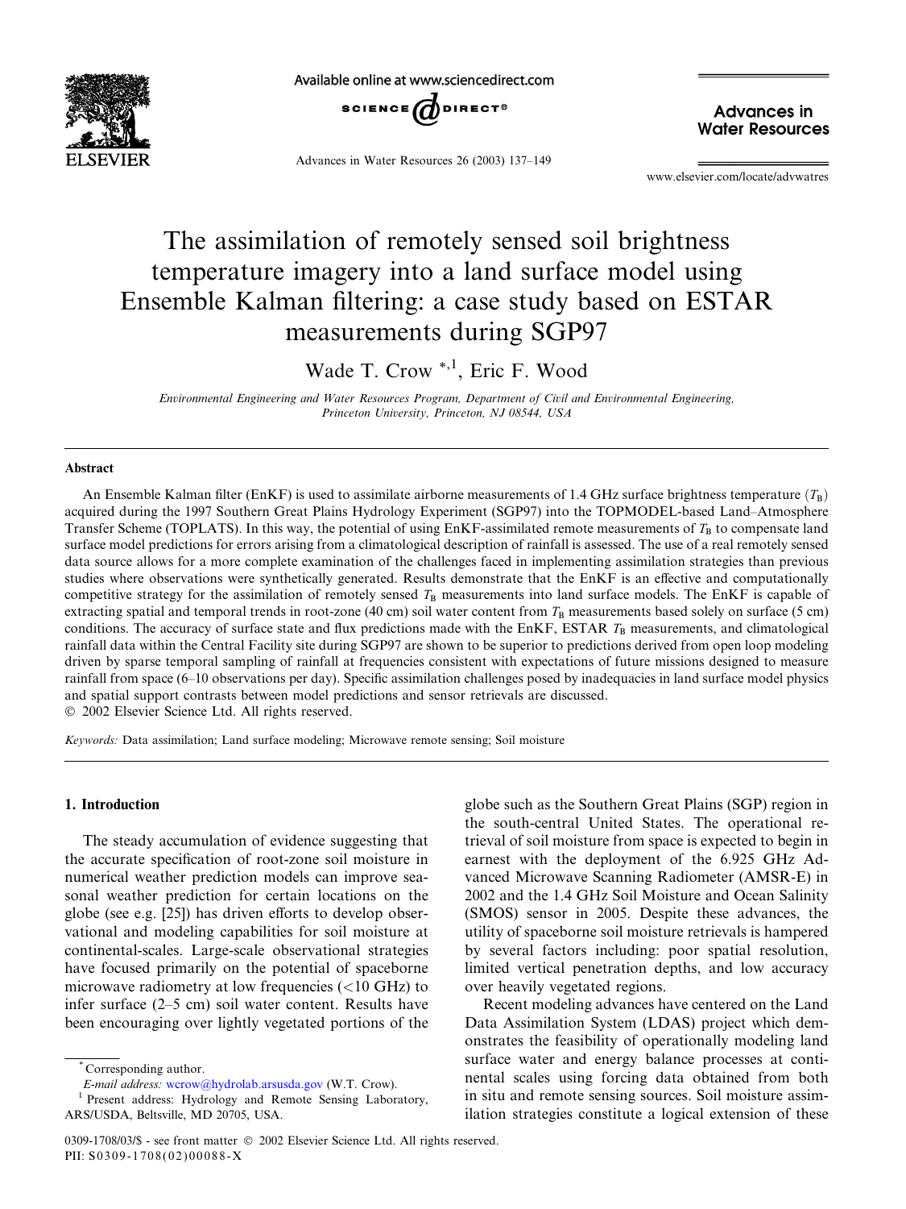# The assimilation of remotely sensed soil brightness temperature imagery into a land surface model using Ensemble Kalman filtering: a case study based on ESTAR measurements during SGP97

Wade T. Crow [*,1], Eric F. Wood

*Environmental Engineering and Water Resources Program, Department of Civil and Environmental Engineering, Princeton University, Princeton, NJ 08544, USA*

## Abstract

An Ensemble Kalman filter (EnKF) is used to assimilate airborne measurements of 1.4 GHz surface brightness temperature ($T_B$) acquired during the 1997 Southern Great Plains Hydrology Experiment (SGP97) into the TOPMODEL-based Land–Atmosphere Transfer Scheme (TOPLATS). In this way, the potential of using EnKF-assimilated remote measurements of $T_B$ to compensate land surface model predictions for errors arising from a climatological description of rainfall is assessed. The use of a real remotely sensed data source allows for a more complete examination of the challenges faced in implementing assimilation strategies than previous studies where observations were synthetically generated. Results demonstrate that the EnKF is an effective and computationally competitive strategy for the assimilation of remotely sensed $T_B$ measurements into land surface models. The EnKF is capable of extracting spatial and temporal trends in root-zone (40 cm) soil water content from $T_B$ measurements based solely on surface (5 cm) conditions. The accuracy of surface state and flux predictions made with the EnKF, ESTAR $T_B$ measurements, and climatological rainfall data within the Central Facility site during SGP97 are shown to be superior to predictions derived from open loop modeling driven by sparse temporal sampling of rainfall at frequencies consistent with expectations of future missions designed to measure rainfall from space (6–10 observations per day). Specific assimilation challenges posed by inadequacies in land surface model physics and spatial support contrasts between model predictions and sensor retrievals are discussed.

© 2002 Elsevier Science Ltd. All rights reserved.

*Keywords:* Data assimilation; Land surface modeling; Microwave remote sensing; Soil moisture

## 1. Introduction

The steady accumulation of evidence suggesting that the accurate specification of root-zone soil moisture in numerical weather prediction models can improve seasonal weather prediction for certain locations on the globe (see e.g. [25]) has driven efforts to develop observational and modeling capabilities for soil moisture at continental-scales. Large-scale observational strategies have focused primarily on the potential of spaceborne microwave radiometry at low frequencies (<10 GHz) to infer surface (2–5 cm) soil water content. Results have been encouraging over lightly vegetated portions of the globe such as the Southern Great Plains (SGP) region in the south-central United States. The operational retrieval of soil moisture from space is expected to begin in earnest with the deployment of the 6.925 GHz Advanced Microwave Scanning Radiometer (AMSR-E) in 2002 and the 1.4 GHz Soil Moisture and Ocean Salinity (SMOS) sensor in 2005. Despite these advances, the utility of spaceborne soil moisture retrievals is hampered by several factors including: poor spatial resolution, limited vertical penetration depths, and low accuracy over heavily vegetated regions.

Recent modeling advances have centered on the Land Data Assimilation System (LDAS) project which demonstrates the feasibility of operationally modeling land surface water and energy balance processes at continental scales using forcing data obtained from both in situ and remote sensing sources. Soil moisture assimilation strategies constitute a logical extension of these

[*] Corresponding author.
*E-mail address:* wcrow@hydrolab.arsusda.gov (W.T. Crow).
[1] Present address: Hydrology and Remote Sensing Laboratory, ARS/USDA, Beltsville, MD 20705, USA.

0309-1708/03/$ - see front matter © 2002 Elsevier Science Ltd. All rights reserved.
PII: S0309-1708(02)00088-X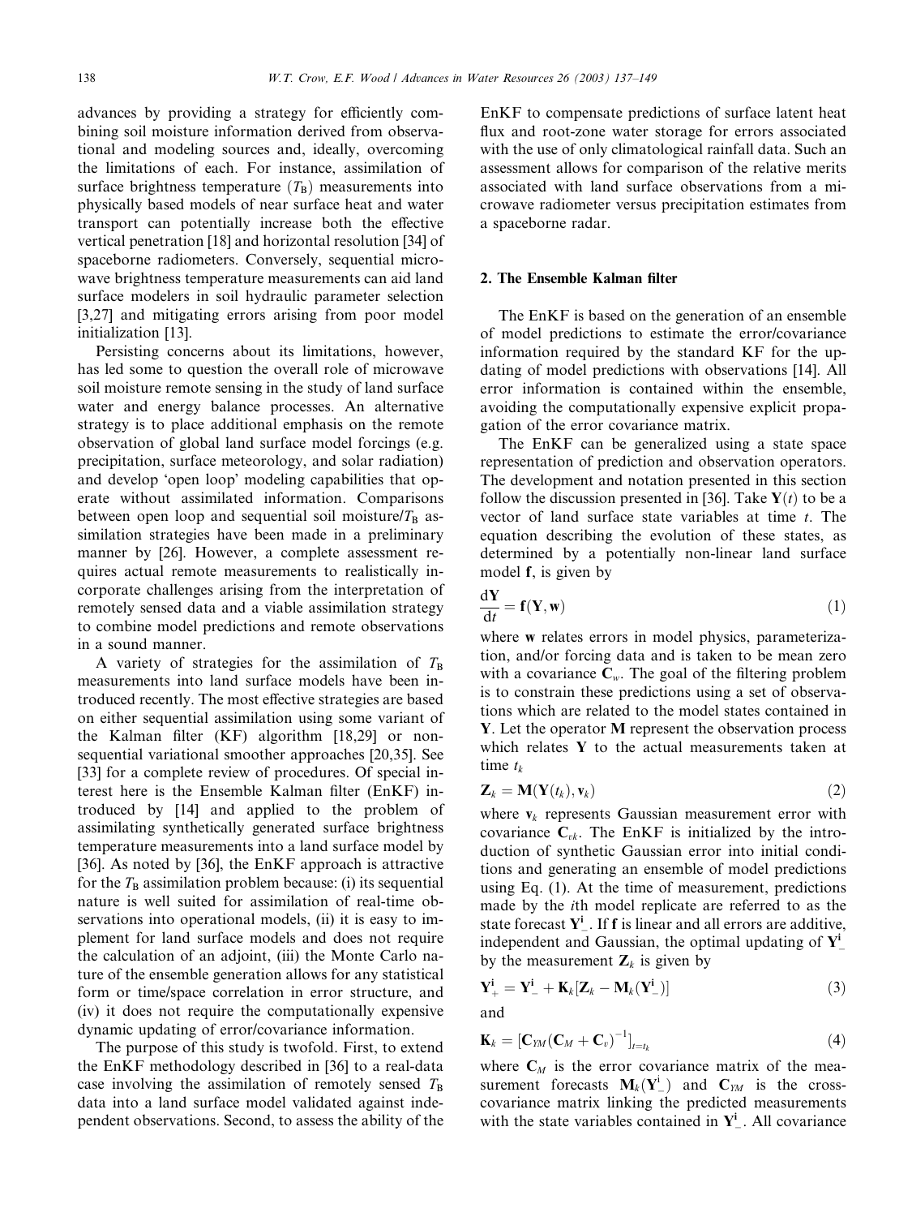advances by providing a strategy for efficiently combining soil moisture information derived from observational and modeling sources and, ideally, overcoming the limitations of each. For instance, assimilation of surface brightness temperature ($T_B$) measurements into physically based models of near surface heat and water transport can potentially increase both the effective vertical penetration [18] and horizontal resolution [34] of spaceborne radiometers. Conversely, sequential microwave brightness temperature measurements can aid land surface modelers in soil hydraulic parameter selection [3,27] and mitigating errors arising from poor model initialization [13].

Persisting concerns about its limitations, however, has led some to question the overall role of microwave soil moisture remote sensing in the study of land surface water and energy balance processes. An alternative strategy is to place additional emphasis on the remote observation of global land surface model forcings (e.g. precipitation, surface meteorology, and solar radiation) and develop 'open loop' modeling capabilities that operate without assimilated information. Comparisons between open loop and sequential soil moisture/$T_B$ assimilation strategies have been made in a preliminary manner by [26]. However, a complete assessment requires actual remote measurements to realistically incorporate challenges arising from the interpretation of remotely sensed data and a viable assimilation strategy to combine model predictions and remote observations in a sound manner.

A variety of strategies for the assimilation of $T_B$ measurements into land surface models have been introduced recently. The most effective strategies are based on either sequential assimilation using some variant of the Kalman filter (KF) algorithm [18,29] or non-sequential variational smoother approaches [20,35]. See [33] for a complete review of procedures. Of special interest here is the Ensemble Kalman filter (EnKF) introduced by [14] and applied to the problem of assimilating synthetically generated surface brightness temperature measurements into a land surface model by [36]. As noted by [36], the EnKF approach is attractive for the $T_B$ assimilation problem because: (i) its sequential nature is well suited for assimilation of real-time observations into operational models, (ii) it is easy to implement for land surface models and does not require the calculation of an adjoint, (iii) the Monte Carlo nature of the ensemble generation allows for any statistical form or time/space correlation in error structure, and (iv) it does not require the computationally expensive dynamic updating of error/covariance information.

The purpose of this study is twofold. First, to extend the EnKF methodology described in [36] to a real-data case involving the assimilation of remotely sensed $T_B$ data into a land surface model validated against independent observations. Second, to assess the ability of the EnKF to compensate predictions of surface latent heat flux and root-zone water storage for errors associated with the use of only climatological rainfall data. Such an assessment allows for comparison of the relative merits associated with land surface observations from a microwave radiometer versus precipitation estimates from a spaceborne radar.

## 2. The Ensemble Kalman filter

The EnKF is based on the generation of an ensemble of model predictions to estimate the error/covariance information required by the standard KF for the updating of model predictions with observations [14]. All error information is contained within the ensemble, avoiding the computationally expensive explicit propagation of the error covariance matrix.

The EnKF can be generalized using a state space representation of prediction and observation operators. The development and notation presented in this section follow the discussion presented in [36]. Take $\mathbf{Y}(t)$ to be a vector of land surface state variables at time $t$. The equation describing the evolution of these states, as determined by a potentially non-linear land surface model $\mathbf{f}$, is given by

$$\frac{d\mathbf{Y}}{dt} = \mathbf{f}(\mathbf{Y}, \mathbf{w}) \tag{1}$$

where $\mathbf{w}$ relates errors in model physics, parameterization, and/or forcing data and is taken to be mean zero with a covariance $\mathbf{C}_w$. The goal of the filtering problem is to constrain these predictions using a set of observations which are related to the model states contained in $\mathbf{Y}$. Let the operator $\mathbf{M}$ represent the observation process which relates $\mathbf{Y}$ to the actual measurements taken at time $t_k$

$$\mathbf{Z}_k = \mathbf{M}(\mathbf{Y}(t_k), \mathbf{v}_k) \tag{2}$$

where $\mathbf{v}_k$ represents Gaussian measurement error with covariance $\mathbf{C}_{vk}$. The EnKF is initialized by the introduction of synthetic Gaussian error into initial conditions and generating an ensemble of model predictions using Eq. (1). At the time of measurement, predictions made by the $i$th model replicate are referred to as the state forecast $\mathbf{Y}^{\mathbf{i}}_{-}$. If $\mathbf{f}$ is linear and all errors are additive, independent and Gaussian, the optimal updating of $\mathbf{Y}^{\mathbf{i}}_{-}$ by the measurement $\mathbf{Z}_k$ is given by

$$\mathbf{Y}^{\mathbf{i}}_{+} = \mathbf{Y}^{\mathbf{i}}_{-} + \mathbf{K}_k[\mathbf{Z}_k - \mathbf{M}_k(\mathbf{Y}^{\mathbf{i}}_{-})] \tag{3}$$

and

$$\mathbf{K}_k = [\mathbf{C}_{YM}(\mathbf{C}_M + \mathbf{C}_v)^{-1}]_{t=t_k} \tag{4}$$

where $\mathbf{C}_M$ is the error covariance matrix of the measurement forecasts $\mathbf{M}_k(\mathbf{Y}^{\mathrm{i}}_{-})$ and $\mathbf{C}_{YM}$ is the cross-covariance matrix linking the predicted measurements with the state variables contained in $\mathbf{Y}^{\mathbf{i}}_{-}$. All covariance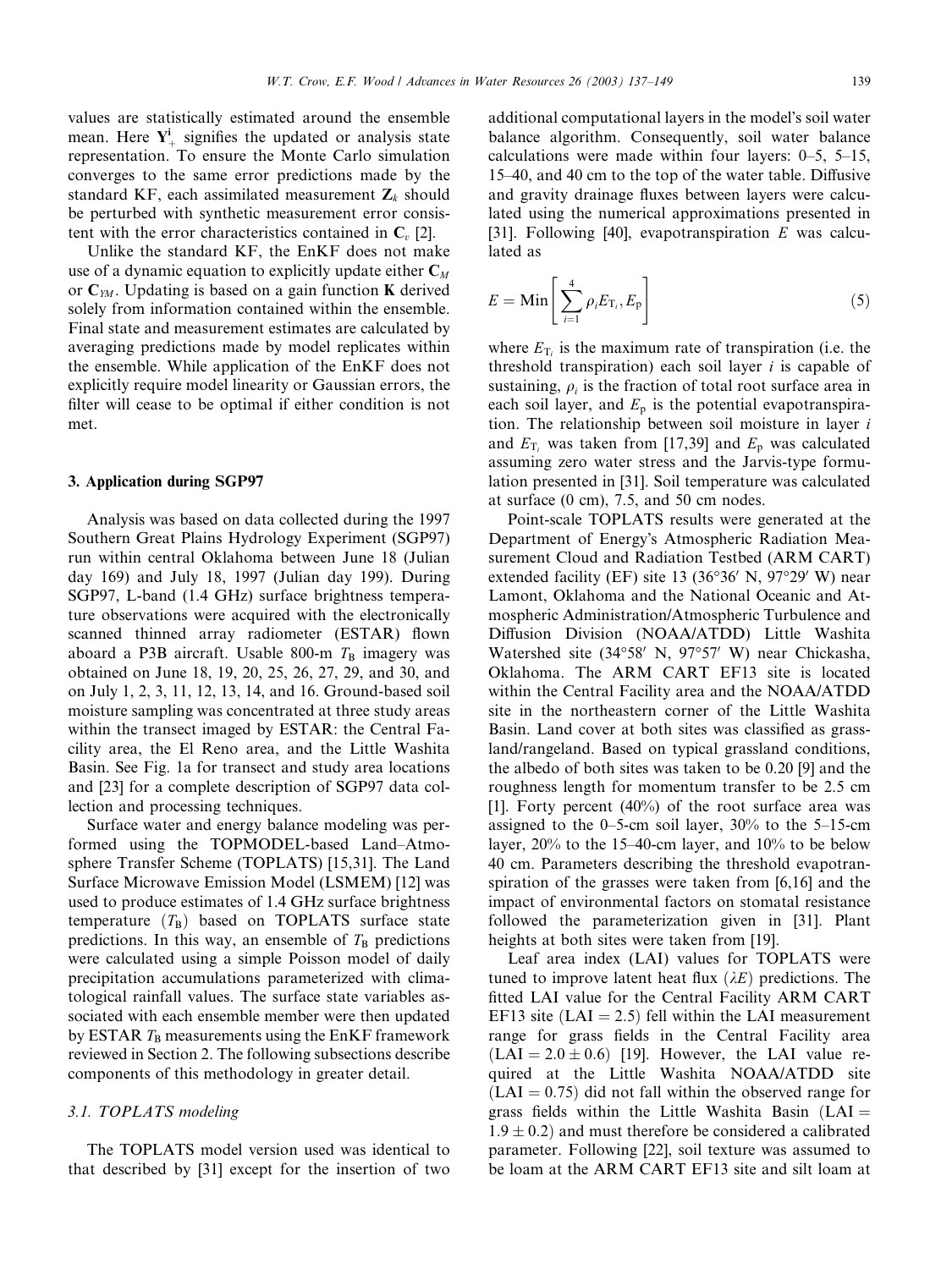values are statistically estimated around the ensemble mean. Here $\mathbf{Y}^{\mathbf{i}}_{+}$ signifies the updated or analysis state representation. To ensure the Monte Carlo simulation converges to the same error predictions made by the standard KF, each assimilated measurement $\mathbf{Z}_k$ should be perturbed with synthetic measurement error consistent with the error characteristics contained in $\mathbf{C}_v$ [2].

Unlike the standard KF, the EnKF does not make use of a dynamic equation to explicitly update either $\mathbf{C}_M$ or $\mathbf{C}_{YM}$. Updating is based on a gain function $\mathbf{K}$ derived solely from information contained within the ensemble. Final state and measurement estimates are calculated by averaging predictions made by model replicates within the ensemble. While application of the EnKF does not explicitly require model linearity or Gaussian errors, the filter will cease to be optimal if either condition is not met.

## 3. Application during SGP97

Analysis was based on data collected during the 1997 Southern Great Plains Hydrology Experiment (SGP97) run within central Oklahoma between June 18 (Julian day 169) and July 18, 1997 (Julian day 199). During SGP97, L-band (1.4 GHz) surface brightness temperature observations were acquired with the electronically scanned thinned array radiometer (ESTAR) flown aboard a P3B aircraft. Usable 800-m $T_B$ imagery was obtained on June 18, 19, 20, 25, 26, 27, 29, and 30, and on July 1, 2, 3, 11, 12, 13, 14, and 16. Ground-based soil moisture sampling was concentrated at three study areas within the transect imaged by ESTAR: the Central Facility area, the El Reno area, and the Little Washita Basin. See Fig. 1a for transect and study area locations and [23] for a complete description of SGP97 data collection and processing techniques.

Surface water and energy balance modeling was performed using the TOPMODEL-based Land–Atmosphere Transfer Scheme (TOPLATS) [15,31]. The Land Surface Microwave Emission Model (LSMEM) [12] was used to produce estimates of 1.4 GHz surface brightness temperature ($T_B$) based on TOPLATS surface state predictions. In this way, an ensemble of $T_B$ predictions were calculated using a simple Poisson model of daily precipitation accumulations parameterized with climatological rainfall values. The surface state variables associated with each ensemble member were then updated by ESTAR $T_B$ measurements using the EnKF framework reviewed in Section 2. The following subsections describe components of this methodology in greater detail.

### 3.1. TOPLATS modeling

The TOPLATS model version used was identical to that described by [31] except for the insertion of two additional computational layers in the model's soil water balance algorithm. Consequently, soil water balance calculations were made within four layers: 0–5, 5–15, 15–40, and 40 cm to the top of the water table. Diffusive and gravity drainage fluxes between layers were calculated using the numerical approximations presented in [31]. Following [40], evapotranspiration $E$ was calculated as

$$E = \mathrm{Min}\left[\sum_{i=1}^{4} \rho_i E_{\mathrm{T}_i}, E_{\mathrm{p}}\right] \tag{5}$$

where $E_{\mathrm{T}_i}$ is the maximum rate of transpiration (i.e. the threshold transpiration) each soil layer $i$ is capable of sustaining, $\rho_i$ is the fraction of total root surface area in each soil layer, and $E_{\mathrm{p}}$ is the potential evapotranspiration. The relationship between soil moisture in layer $i$ and $E_{\mathrm{T}_i}$ was taken from [17,39] and $E_{\mathrm{p}}$ was calculated assuming zero water stress and the Jarvis-type formulation presented in [31]. Soil temperature was calculated at surface (0 cm), 7.5, and 50 cm nodes.

Point-scale TOPLATS results were generated at the Department of Energy's Atmospheric Radiation Measurement Cloud and Radiation Testbed (ARM CART) extended facility (EF) site 13 (36°36′ N, 97°29′ W) near Lamont, Oklahoma and the National Oceanic and Atmospheric Administration/Atmospheric Turbulence and Diffusion Division (NOAA/ATDD) Little Washita Watershed site (34°58′ N, 97°57′ W) near Chickasha, Oklahoma. The ARM CART EF13 site is located within the Central Facility area and the NOAA/ATDD site in the northeastern corner of the Little Washita Basin. Land cover at both sites was classified as grassland/rangeland. Based on typical grassland conditions, the albedo of both sites was taken to be 0.20 [9] and the roughness length for momentum transfer to be 2.5 cm [1]. Forty percent (40%) of the root surface area was assigned to the 0–5-cm soil layer, 30% to the 5–15-cm layer, 20% to the 15–40-cm layer, and 10% to be below 40 cm. Parameters describing the threshold evapotranspiration of the grasses were taken from [6,16] and the impact of environmental factors on stomatal resistance followed the parameterization given in [31]. Plant heights at both sites were taken from [19].

Leaf area index (LAI) values for TOPLATS were tuned to improve latent heat flux ($\lambda E$) predictions. The fitted LAI value for the Central Facility ARM CART EF13 site (LAI = 2.5) fell within the LAI measurement range for grass fields in the Central Facility area (LAI = $2.0 \pm 0.6$) [19]. However, the LAI value required at the Little Washita NOAA/ATDD site (LAI = 0.75) did not fall within the observed range for grass fields within the Little Washita Basin (LAI = $1.9 \pm 0.2$) and must therefore be considered a calibrated parameter. Following [22], soil texture was assumed to be loam at the ARM CART EF13 site and silt loam at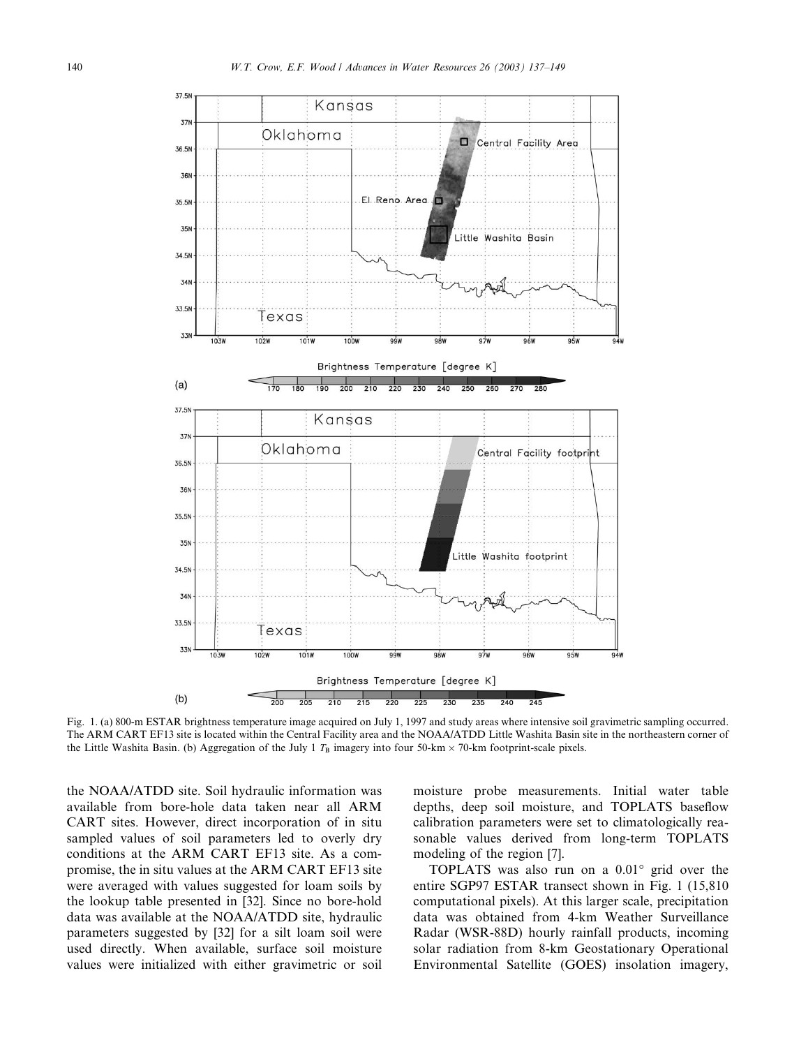Fig. 1. (a) 800-m ESTAR brightness temperature image acquired on July 1, 1997 and study areas where intensive soil gravimetric sampling occurred. The ARM CART EF13 site is located within the Central Facility area and the NOAA/ATDD Little Washita Basin site in the northeastern corner of the Little Washita Basin. (b) Aggregation of the July 1 $T_B$ imagery into four 50-km × 70-km footprint-scale pixels.

the NOAA/ATDD site. Soil hydraulic information was available from bore-hole data taken near all ARM CART sites. However, direct incorporation of in situ sampled values of soil parameters led to overly dry conditions at the ARM CART EF13 site. As a compromise, the in situ values at the ARM CART EF13 site were averaged with values suggested for loam soils by the lookup table presented in [32]. Since no bore-hold data was available at the NOAA/ATDD site, hydraulic parameters suggested by [32] for a silt loam soil were used directly. When available, surface soil moisture values were initialized with either gravimetric or soil moisture probe measurements. Initial water table depths, deep soil moisture, and TOPLATS baseflow calibration parameters were set to climatologically reasonable values derived from long-term TOPLATS modeling of the region [7].

TOPLATS was also run on a 0.01° grid over the entire SGP97 ESTAR transect shown in Fig. 1 (15,810 computational pixels). At this larger scale, precipitation data was obtained from 4-km Weather Surveillance Radar (WSR-88D) hourly rainfall products, incoming solar radiation from 8-km Geostationary Operational Environmental Satellite (GOES) insolation imagery,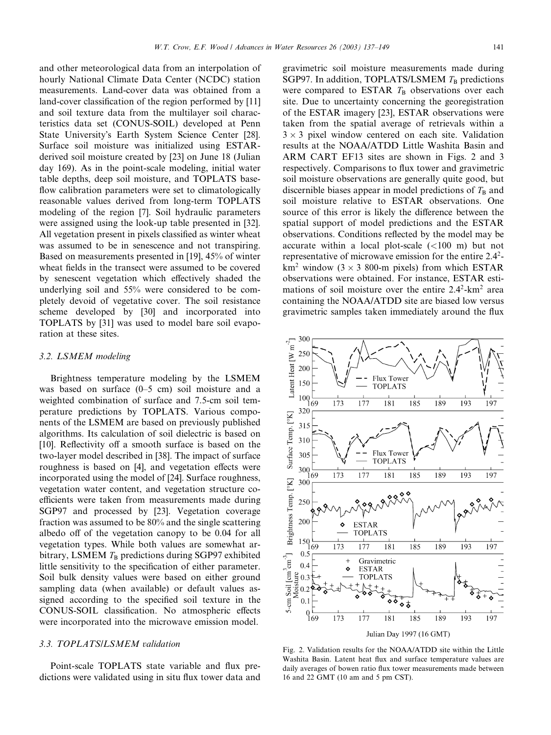and other meteorological data from an interpolation of hourly National Climate Data Center (NCDC) station measurements. Land-cover data was obtained from a land-cover classification of the region performed by [11] and soil texture data from the multilayer soil characteristics data set (CONUS-SOIL) developed at Penn State University's Earth System Science Center [28]. Surface soil moisture was initialized using ESTAR-derived soil moisture created by [23] on June 18 (Julian day 169). As in the point-scale modeling, initial water table depths, deep soil moisture, and TOPLATS baseflow calibration parameters were set to climatologically reasonable values derived from long-term TOPLATS modeling of the region [7]. Soil hydraulic parameters were assigned using the look-up table presented in [32]. All vegetation present in pixels classified as winter wheat was assumed to be in senescence and not transpiring. Based on measurements presented in [19], 45% of winter wheat fields in the transect were assumed to be covered by senescent vegetation which effectively shaded the underlying soil and 55% were considered to be completely devoid of vegetative cover. The soil resistance scheme developed by [30] and incorporated into TOPLATS by [31] was used to model bare soil evaporation at these sites.

### 3.2. LSMEM modeling

Brightness temperature modeling by the LSMEM was based on surface (0–5 cm) soil moisture and a weighted combination of surface and 7.5-cm soil temperature predictions by TOPLATS. Various components of the LSMEM are based on previously published algorithms. Its calculation of soil dielectric is based on [10]. Reflectivity off a smooth surface is based on the two-layer model described in [38]. The impact of surface roughness is based on [4], and vegetation effects were incorporated using the model of [24]. Surface roughness, vegetation water content, and vegetation structure coefficients were taken from measurements made during SGP97 and processed by [23]. Vegetation coverage fraction was assumed to be 80% and the single scattering albedo off of the vegetation canopy to be 0.04 for all vegetation types. While both values are somewhat arbitrary, LSMEM $T_B$ predictions during SGP97 exhibited little sensitivity to the specification of either parameter. Soil bulk density values were based on either ground sampling data (when available) or default values assigned according to the specified soil texture in the CONUS-SOIL classification. No atmospheric effects were incorporated into the microwave emission model.

### 3.3. TOPLATS/LSMEM validation

Point-scale TOPLATS state variable and flux predictions were validated using in situ flux tower data and gravimetric soil moisture measurements made during SGP97. In addition, TOPLATS/LSMEM $T_B$ predictions were compared to ESTAR $T_B$ observations over each site. Due to uncertainty concerning the georegistration of the ESTAR imagery [23], ESTAR observations were taken from the spatial average of retrievals within a $3 \times 3$ pixel window centered on each site. Validation results at the NOAA/ATDD Little Washita Basin and ARM CART EF13 sites are shown in Figs. 2 and 3 respectively. Comparisons to flux tower and gravimetric soil moisture observations are generally quite good, but discernible biases appear in model predictions of $T_B$ and soil moisture relative to ESTAR observations. One source of this error is likely the difference between the spatial support of model predictions and the ESTAR observations. Conditions reflected by the model may be accurate within a local plot-scale (<100 m) but not representative of microwave emission for the entire $2.4^2$-km$^2$ window ($3 \times 3$ 800-m pixels) from which ESTAR observations were obtained. For instance, ESTAR estimations of soil moisture over the entire $2.4^2$-km$^2$ area containing the NOAA/ATDD site are biased low versus gravimetric samples taken immediately around the flux

Fig. 2. Validation results for the NOAA/ATDD site within the Little Washita Basin. Latent heat flux and surface temperature values are daily averages of bowen ratio flux tower measurements made between 16 and 22 GMT (10 am and 5 pm CST).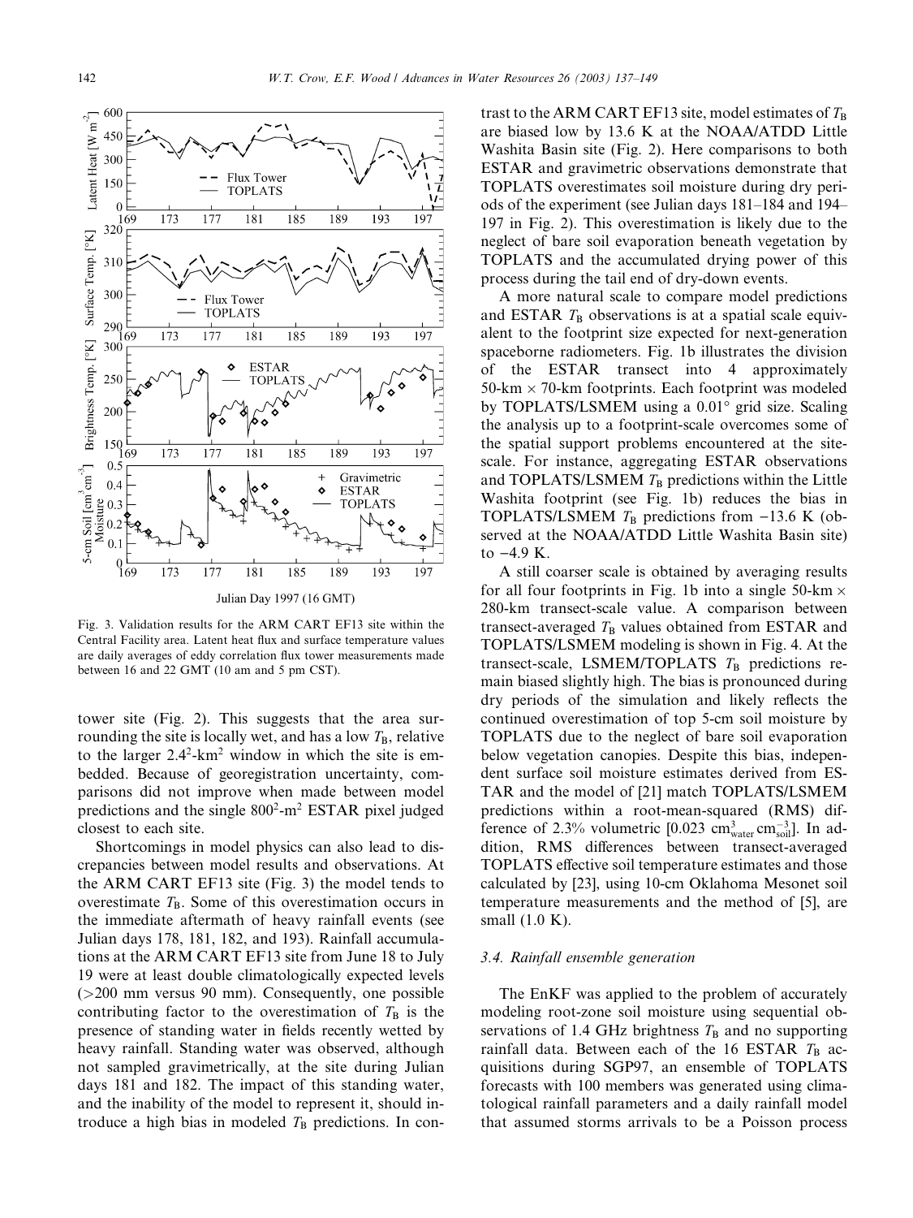Fig. 3. Validation results for the ARM CART EF13 site within the Central Facility area. Latent heat flux and surface temperature values are daily averages of eddy correlation flux tower measurements made between 16 and 22 GMT (10 am and 5 pm CST).

tower site (Fig. 2). This suggests that the area surrounding the site is locally wet, and has a low $T_B$, relative to the larger $2.4^2$-km$^2$ window in which the site is embedded. Because of georegistration uncertainty, comparisons did not improve when made between model predictions and the single $800^2$-m$^2$ ESTAR pixel judged closest to each site.

Shortcomings in model physics can also lead to discrepancies between model results and observations. At the ARM CART EF13 site (Fig. 3) the model tends to overestimate $T_B$. Some of this overestimation occurs in the immediate aftermath of heavy rainfall events (see Julian days 178, 181, 182, and 193). Rainfall accumulations at the ARM CART EF13 site from June 18 to July 19 were at least double climatologically expected levels (>200 mm versus 90 mm). Consequently, one possible contributing factor to the overestimation of $T_B$ is the presence of standing water in fields recently wetted by heavy rainfall. Standing water was observed, although not sampled gravimetrically, at the site during Julian days 181 and 182. The impact of this standing water, and the inability of the model to represent it, should introduce a high bias in modeled $T_B$ predictions. In contrast to the ARM CART EF13 site, model estimates of $T_B$ are biased low by 13.6 K at the NOAA/ATDD Little Washita Basin site (Fig. 2). Here comparisons to both ESTAR and gravimetric observations demonstrate that TOPLATS overestimates soil moisture during dry periods of the experiment (see Julian days 181–184 and 194–197 in Fig. 2). This overestimation is likely due to the neglect of bare soil evaporation beneath vegetation by TOPLATS and the accumulated drying power of this process during the tail end of dry-down events.

A more natural scale to compare model predictions and ESTAR $T_B$ observations is at a spatial scale equivalent to the footprint size expected for next-generation spaceborne radiometers. Fig. 1b illustrates the division of the ESTAR transect into 4 approximately 50-km × 70-km footprints. Each footprint was modeled by TOPLATS/LSMEM using a 0.01° grid size. Scaling the analysis up to a footprint-scale overcomes some of the spatial support problems encountered at the site-scale. For instance, aggregating ESTAR observations and TOPLATS/LSMEM $T_B$ predictions within the Little Washita footprint (see Fig. 1b) reduces the bias in TOPLATS/LSMEM $T_B$ predictions from −13.6 K (observed at the NOAA/ATDD Little Washita Basin site) to −4.9 K.

A still coarser scale is obtained by averaging results for all four footprints in Fig. 1b into a single 50-km × 280-km transect-scale value. A comparison between transect-averaged $T_B$ values obtained from ESTAR and TOPLATS/LSMEM modeling is shown in Fig. 4. At the transect-scale, LSMEM/TOPLATS $T_B$ predictions remain biased slightly high. The bias is pronounced during dry periods of the simulation and likely reflects the continued overestimation of top 5-cm soil moisture by TOPLATS due to the neglect of bare soil evaporation below vegetation canopies. Despite this bias, independent surface soil moisture estimates derived from ESTAR and the model of [21] match TOPLATS/LSMEM predictions within a root-mean-squared (RMS) difference of 2.3% volumetric [0.023 $\mathrm{cm}^3_{\mathrm{water}}\,\mathrm{cm}^{-3}_{\mathrm{soil}}$]. In addition, RMS differences between transect-averaged TOPLATS effective soil temperature estimates and those calculated by [23], using 10-cm Oklahoma Mesonet soil temperature measurements and the method of [5], are small (1.0 K).

### 3.4. Rainfall ensemble generation

The EnKF was applied to the problem of accurately modeling root-zone soil moisture using sequential observations of 1.4 GHz brightness $T_B$ and no supporting rainfall data. Between each of the 16 ESTAR $T_B$ acquisitions during SGP97, an ensemble of TOPLATS forecasts with 100 members was generated using climatological rainfall parameters and a daily rainfall model that assumed storms arrivals to be a Poisson process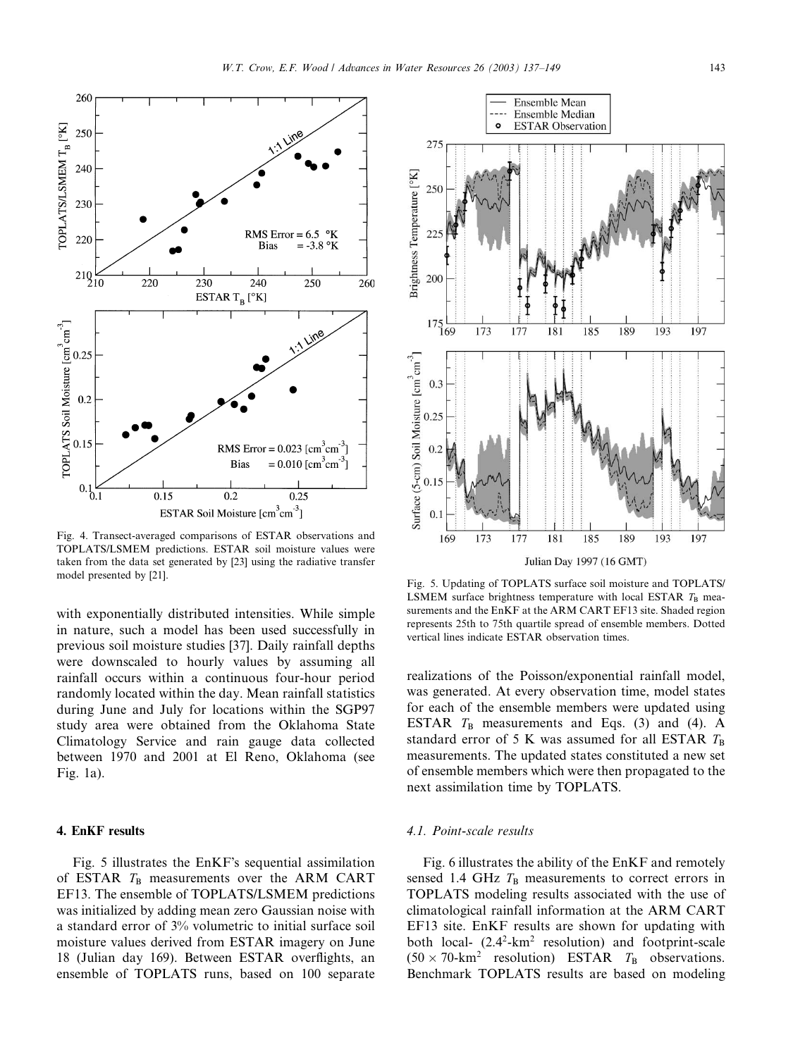Fig. 4. Transect-averaged comparisons of ESTAR observations and TOPLATS/LSMEM predictions. ESTAR soil moisture values were taken from the data set generated by [23] using the radiative transfer model presented by [21].

with exponentially distributed intensities. While simple in nature, such a model has been used successfully in previous soil moisture studies [37]. Daily rainfall depths were downscaled to hourly values by assuming all rainfall occurs within a continuous four-hour period randomly located within the day. Mean rainfall statistics during June and July for locations within the SGP97 study area were obtained from the Oklahoma State Climatology Service and rain gauge data collected between 1970 and 2001 at El Reno, Oklahoma (see Fig. 1a).

## 4. EnKF results

Fig. 5 illustrates the EnKF's sequential assimilation of ESTAR $T_B$ measurements over the ARM CART EF13. The ensemble of TOPLATS/LSMEM predictions was initialized by adding mean zero Gaussian noise with a standard error of 3% volumetric to initial surface soil moisture values derived from ESTAR imagery on June 18 (Julian day 169). Between ESTAR overflights, an ensemble of TOPLATS runs, based on 100 separate

Fig. 5. Updating of TOPLATS surface soil moisture and TOPLATS/LSMEM surface brightness temperature with local ESTAR $T_B$ measurements and the EnKF at the ARM CART EF13 site. Shaded region represents 25th to 75th quartile spread of ensemble members. Dotted vertical lines indicate ESTAR observation times.

realizations of the Poisson/exponential rainfall model, was generated. At every observation time, model states for each of the ensemble members were updated using ESTAR $T_B$ measurements and Eqs. (3) and (4). A standard error of 5 K was assumed for all ESTAR $T_B$ measurements. The updated states constituted a new set of ensemble members which were then propagated to the next assimilation time by TOPLATS.

### 4.1. Point-scale results

Fig. 6 illustrates the ability of the EnKF and remotely sensed 1.4 GHz $T_B$ measurements to correct errors in TOPLATS modeling results associated with the use of climatological rainfall information at the ARM CART EF13 site. EnKF results are shown for updating with both local- ($2.4^2$-km$^2$ resolution) and footprint-scale ($50 \times 70$-km$^2$ resolution) ESTAR $T_B$ observations. Benchmark TOPLATS results are based on modeling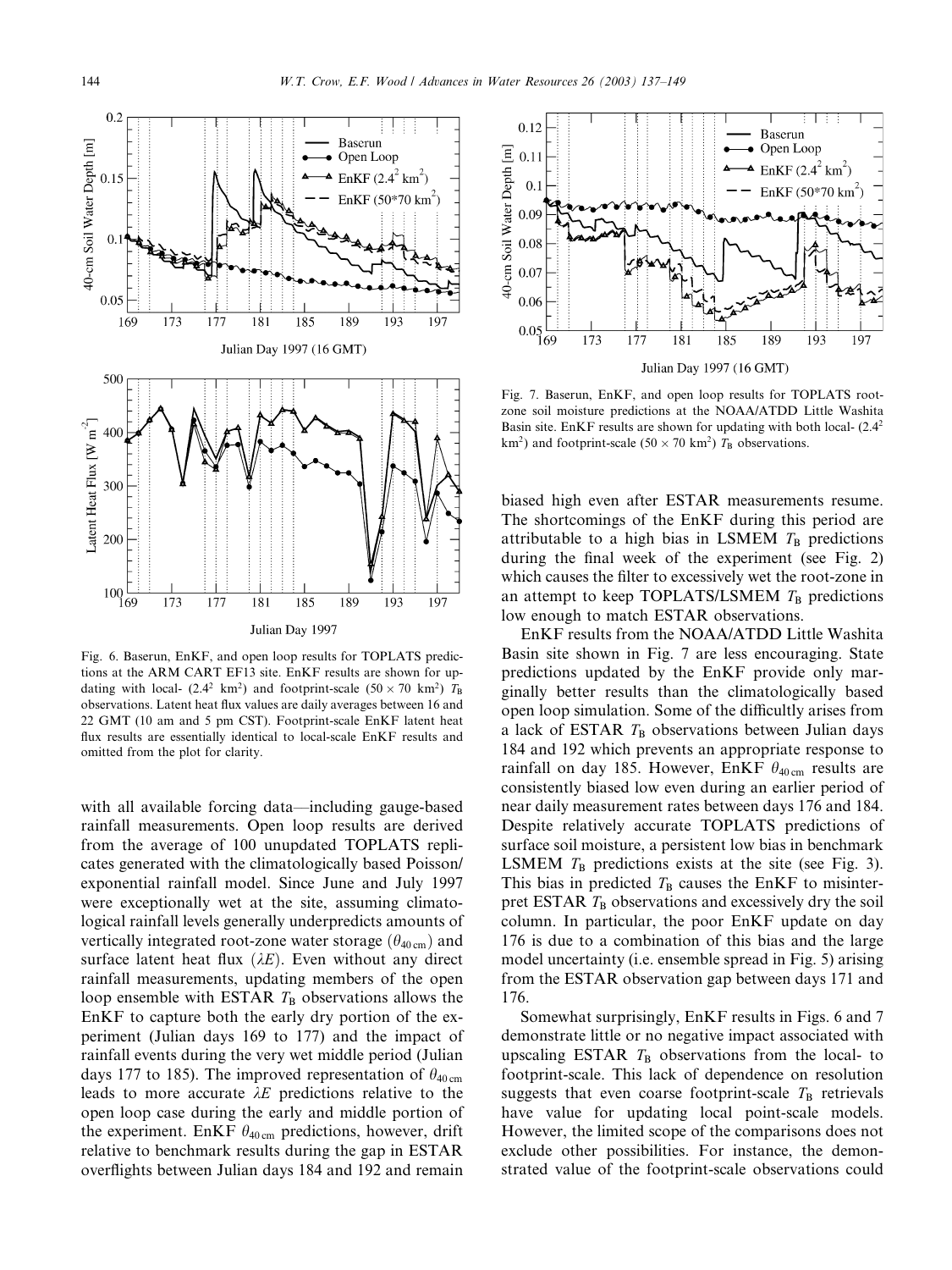Fig. 6. Baserun, EnKF, and open loop results for TOPLATS predictions at the ARM CART EF13 site. EnKF results are shown for updating with local- ($2.4^2$ km$^2$) and footprint-scale ($50 \times 70$ km$^2$) $T_B$ observations. Latent heat flux values are daily averages between 16 and 22 GMT (10 am and 5 pm CST). Footprint-scale EnKF latent heat flux results are essentially identical to local-scale EnKF results and omitted from the plot for clarity.

Fig. 7. Baserun, EnKF, and open loop results for TOPLATS root-zone soil moisture predictions at the NOAA/ATDD Little Washita Basin site. EnKF results are shown for updating with both local- ($2.4^2$ km$^2$) and footprint-scale ($50 \times 70$ km$^2$) $T_B$ observations.

with all available forcing data—including gauge-based rainfall measurements. Open loop results are derived from the average of 100 unupdated TOPLATS replicates generated with the climatologically based Poisson/exponential rainfall model. Since June and July 1997 were exceptionally wet at the site, assuming climatological rainfall levels generally underpredicts amounts of vertically integrated root-zone water storage ($\theta_{40\,\mathrm{cm}}$) and surface latent heat flux ($\lambda E$). Even without any direct rainfall measurements, updating members of the open loop ensemble with ESTAR $T_B$ observations allows the EnKF to capture both the early dry portion of the experiment (Julian days 169 to 177) and the impact of rainfall events during the very wet middle period (Julian days 177 to 185). The improved representation of $\theta_{40\,\mathrm{cm}}$ leads to more accurate $\lambda E$ predictions relative to the open loop case during the early and middle portion of the experiment. EnKF $\theta_{40\,\mathrm{cm}}$ predictions, however, drift relative to benchmark results during the gap in ESTAR overflights between Julian days 184 and 192 and remain biased high even after ESTAR measurements resume. The shortcomings of the EnKF during this period are attributable to a high bias in LSMEM $T_B$ predictions during the final week of the experiment (see Fig. 2) which causes the filter to excessively wet the root-zone in an attempt to keep TOPLATS/LSMEM $T_B$ predictions low enough to match ESTAR observations.

EnKF results from the NOAA/ATDD Little Washita Basin site shown in Fig. 7 are less encouraging. State predictions updated by the EnKF provide only marginally better results than the climatologically based open loop simulation. Some of the difficultly arises from a lack of ESTAR $T_B$ observations between Julian days 184 and 192 which prevents an appropriate response to rainfall on day 185. However, EnKF $\theta_{40\,\mathrm{cm}}$ results are consistently biased low even during an earlier period of near daily measurement rates between days 176 and 184. Despite relatively accurate TOPLATS predictions of surface soil moisture, a persistent low bias in benchmark LSMEM $T_B$ predictions exists at the site (see Fig. 3). This bias in predicted $T_B$ causes the EnKF to misinterpret ESTAR $T_B$ observations and excessively dry the soil column. In particular, the poor EnKF update on day 176 is due to a combination of this bias and the large model uncertainty (i.e. ensemble spread in Fig. 5) arising from the ESTAR observation gap between days 171 and 176.

Somewhat surprisingly, EnKF results in Figs. 6 and 7 demonstrate little or no negative impact associated with upscaling ESTAR $T_B$ observations from the local- to footprint-scale. This lack of dependence on resolution suggests that even coarse footprint-scale $T_B$ retrievals have value for updating local point-scale models. However, the limited scope of the comparisons does not exclude other possibilities. For instance, the demonstrated value of the footprint-scale observations could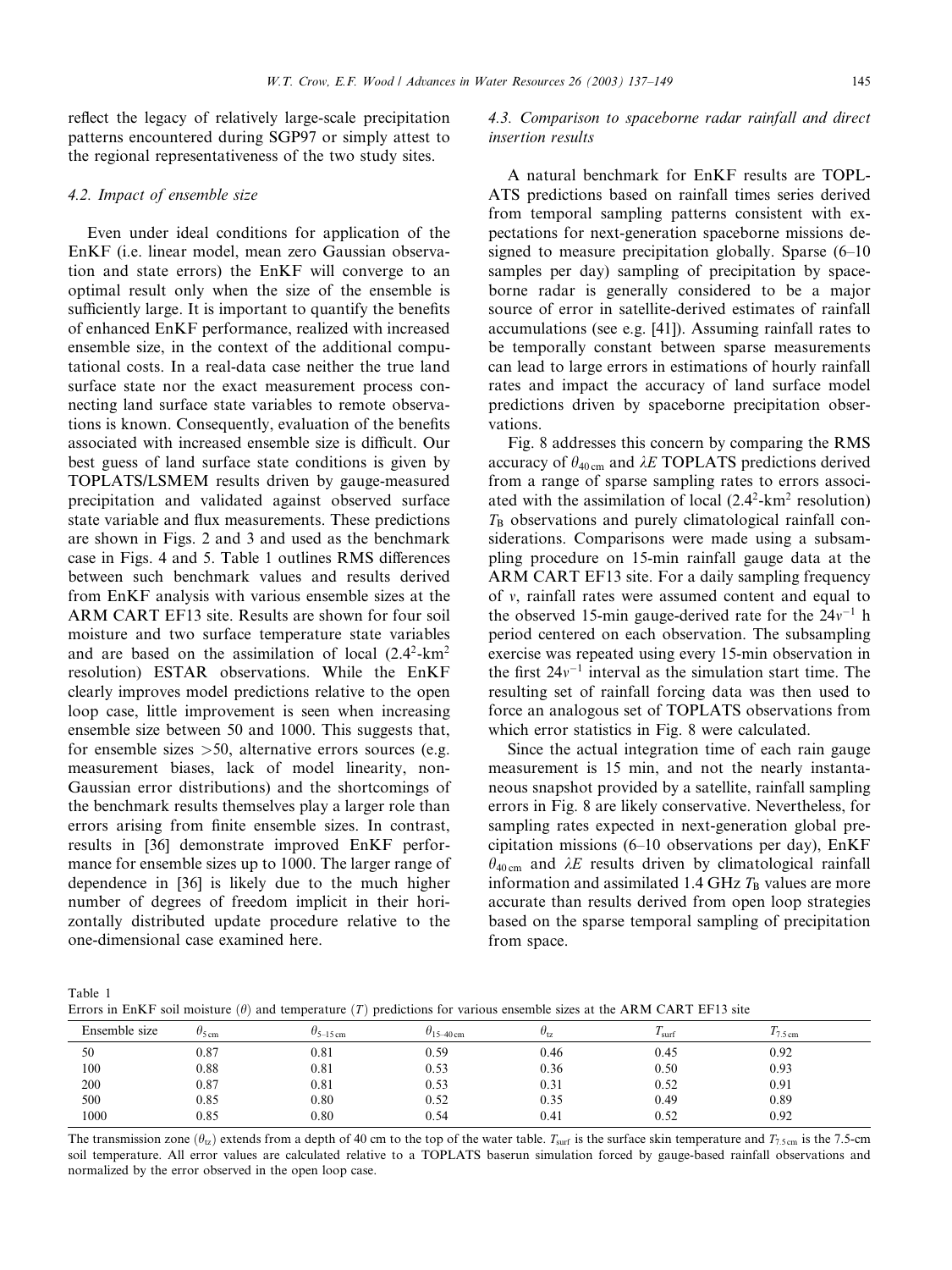reflect the legacy of relatively large-scale precipitation patterns encountered during SGP97 or simply attest to the regional representativeness of the two study sites.

### 4.2. Impact of ensemble size

Even under ideal conditions for application of the EnKF (i.e. linear model, mean zero Gaussian observation and state errors) the EnKF will converge to an optimal result only when the size of the ensemble is sufficiently large. It is important to quantify the benefits of enhanced EnKF performance, realized with increased ensemble size, in the context of the additional computational costs. In a real-data case neither the true land surface state nor the exact measurement process connecting land surface state variables to remote observations is known. Consequently, evaluation of the benefits associated with increased ensemble size is difficult. Our best guess of land surface state conditions is given by TOPLATS/LSMEM results driven by gauge-measured precipitation and validated against observed surface state variable and flux measurements. These predictions are shown in Figs. 2 and 3 and used as the benchmark case in Figs. 4 and 5. Table 1 outlines RMS differences between such benchmark values and results derived from EnKF analysis with various ensemble sizes at the ARM CART EF13 site. Results are shown for four soil moisture and two surface temperature state variables and are based on the assimilation of local ($2.4^2$-km$^2$ resolution) ESTAR observations. While the EnKF clearly improves model predictions relative to the open loop case, little improvement is seen when increasing ensemble size between 50 and 1000. This suggests that, for ensemble sizes >50, alternative errors sources (e.g. measurement biases, lack of model linearity, non-Gaussian error distributions) and the shortcomings of the benchmark results themselves play a larger role than errors arising from finite ensemble sizes. In contrast, results in [36] demonstrate improved EnKF performance for ensemble sizes up to 1000. The larger range of dependence in [36] is likely due to the much higher number of degrees of freedom implicit in their horizontally distributed update procedure relative to the one-dimensional case examined here.

### 4.3. Comparison to spaceborne radar rainfall and direct insertion results

A natural benchmark for EnKF results are TOPLATS predictions based on rainfall times series derived from temporal sampling patterns consistent with expectations for next-generation spaceborne missions designed to measure precipitation globally. Sparse (6–10 samples per day) sampling of precipitation by spaceborne radar is generally considered to be a major source of error in satellite-derived estimates of rainfall accumulations (see e.g. [41]). Assuming rainfall rates to be temporally constant between sparse measurements can lead to large errors in estimations of hourly rainfall rates and impact the accuracy of land surface model predictions driven by spaceborne precipitation observations.

Fig. 8 addresses this concern by comparing the RMS accuracy of $\theta_{40\,\mathrm{cm}}$ and $\lambda E$ TOPLATS predictions derived from a range of sparse sampling rates to errors associated with the assimilation of local ($2.4^2$-km$^2$ resolution) $T_\mathrm{B}$ observations and purely climatological rainfall considerations. Comparisons were made using a subsampling procedure on 15-min rainfall gauge data at the ARM CART EF13 site. For a daily sampling frequency of $v$, rainfall rates were assumed content and equal to the observed 15-min gauge-derived rate for the $24v^{-1}$ h period centered on each observation. The subsampling exercise was repeated using every 15-min observation in the first $24v^{-1}$ interval as the simulation start time. The resulting set of rainfall forcing data was then used to force an analogous set of TOPLATS observations from which error statistics in Fig. 8 were calculated.

Since the actual integration time of each rain gauge measurement is 15 min, and not the nearly instantaneous snapshot provided by a satellite, rainfall sampling errors in Fig. 8 are likely conservative. Nevertheless, for sampling rates expected in next-generation global precipitation missions (6–10 observations per day), EnKF $\theta_{40\,\mathrm{cm}}$ and $\lambda E$ results driven by climatological rainfall information and assimilated 1.4 GHz $T_\mathrm{B}$ values are more accurate than results derived from open loop strategies based on the sparse temporal sampling of precipitation from space.

Table 1
Errors in EnKF soil moisture ($\theta$) and temperature ($T$) predictions for various ensemble sizes at the ARM CART EF13 site

| Ensemble size | $\theta_{5\,\mathrm{cm}}$ | $\theta_{5\text{–}15\,\mathrm{cm}}$ | $\theta_{15\text{–}40\,\mathrm{cm}}$ | $\theta_{\mathrm{tz}}$ | $T_{\mathrm{surf}}$ | $T_{7.5\,\mathrm{cm}}$ |
|---|---|---|---|---|---|---|
| 50 | 0.87 | 0.81 | 0.59 | 0.46 | 0.45 | 0.92 |
| 100 | 0.88 | 0.81 | 0.53 | 0.36 | 0.50 | 0.93 |
| 200 | 0.87 | 0.81 | 0.53 | 0.31 | 0.52 | 0.91 |
| 500 | 0.85 | 0.80 | 0.52 | 0.35 | 0.49 | 0.89 |
| 1000 | 0.85 | 0.80 | 0.54 | 0.41 | 0.52 | 0.92 |

The transmission zone ($\theta_{\mathrm{tz}}$) extends from a depth of 40 cm to the top of the water table. $T_{\mathrm{surf}}$ is the surface skin temperature and $T_{7.5\,\mathrm{cm}}$ is the 7.5-cm soil temperature. All error values are calculated relative to a TOPLATS baserun simulation forced by gauge-based rainfall observations and normalized by the error observed in the open loop case.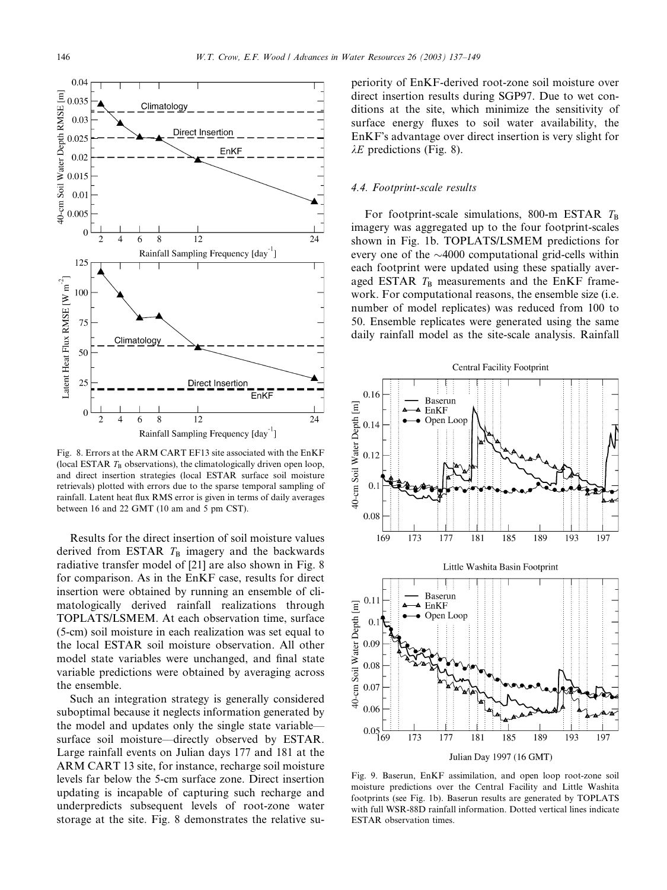Fig. 8. Errors at the ARM CART EF13 site associated with the EnKF (local ESTAR $T_B$ observations), the climatologically driven open loop, and direct insertion strategies (local ESTAR surface soil moisture retrievals) plotted with errors due to the sparse temporal sampling of rainfall. Latent heat flux RMS error is given in terms of daily averages between 16 and 22 GMT (10 am and 5 pm CST).

Results for the direct insertion of soil moisture values derived from ESTAR $T_B$ imagery and the backwards radiative transfer model of [21] are also shown in Fig. 8 for comparison. As in the EnKF case, results for direct insertion were obtained by running an ensemble of climatologically derived rainfall realizations through TOPLATS/LSMEM. At each observation time, surface (5-cm) soil moisture in each realization was set equal to the local ESTAR soil moisture observation. All other model state variables were unchanged, and final state variable predictions were obtained by averaging across the ensemble.

Such an integration strategy is generally considered suboptimal because it neglects information generated by the model and updates only the single state variable—surface soil moisture—directly observed by ESTAR. Large rainfall events on Julian days 177 and 181 at the ARM CART 13 site, for instance, recharge soil moisture levels far below the 5-cm surface zone. Direct insertion updating is incapable of capturing such recharge and underpredicts subsequent levels of root-zone water storage at the site. Fig. 8 demonstrates the relative superiority of EnKF-derived root-zone soil moisture over direct insertion results during SGP97. Due to wet conditions at the site, which minimize the sensitivity of surface energy fluxes to soil water availability, the EnKF's advantage over direct insertion is very slight for $\lambda E$ predictions (Fig. 8).

### 4.4. Footprint-scale results

For footprint-scale simulations, 800-m ESTAR $T_B$ imagery was aggregated up to the four footprint-scales shown in Fig. 1b. TOPLATS/LSMEM predictions for every one of the ~4000 computational grid-cells within each footprint were updated using these spatially averaged ESTAR $T_B$ measurements and the EnKF framework. For computational reasons, the ensemble size (i.e. number of model replicates) was reduced from 100 to 50. Ensemble replicates were generated using the same daily rainfall model as the site-scale analysis. Rainfall

Fig. 9. Baserun, EnKF assimilation, and open loop root-zone soil moisture predictions over the Central Facility and Little Washita footprints (see Fig. 1b). Baserun results are generated by TOPLATS with full WSR-88D rainfall information. Dotted vertical lines indicate ESTAR observation times.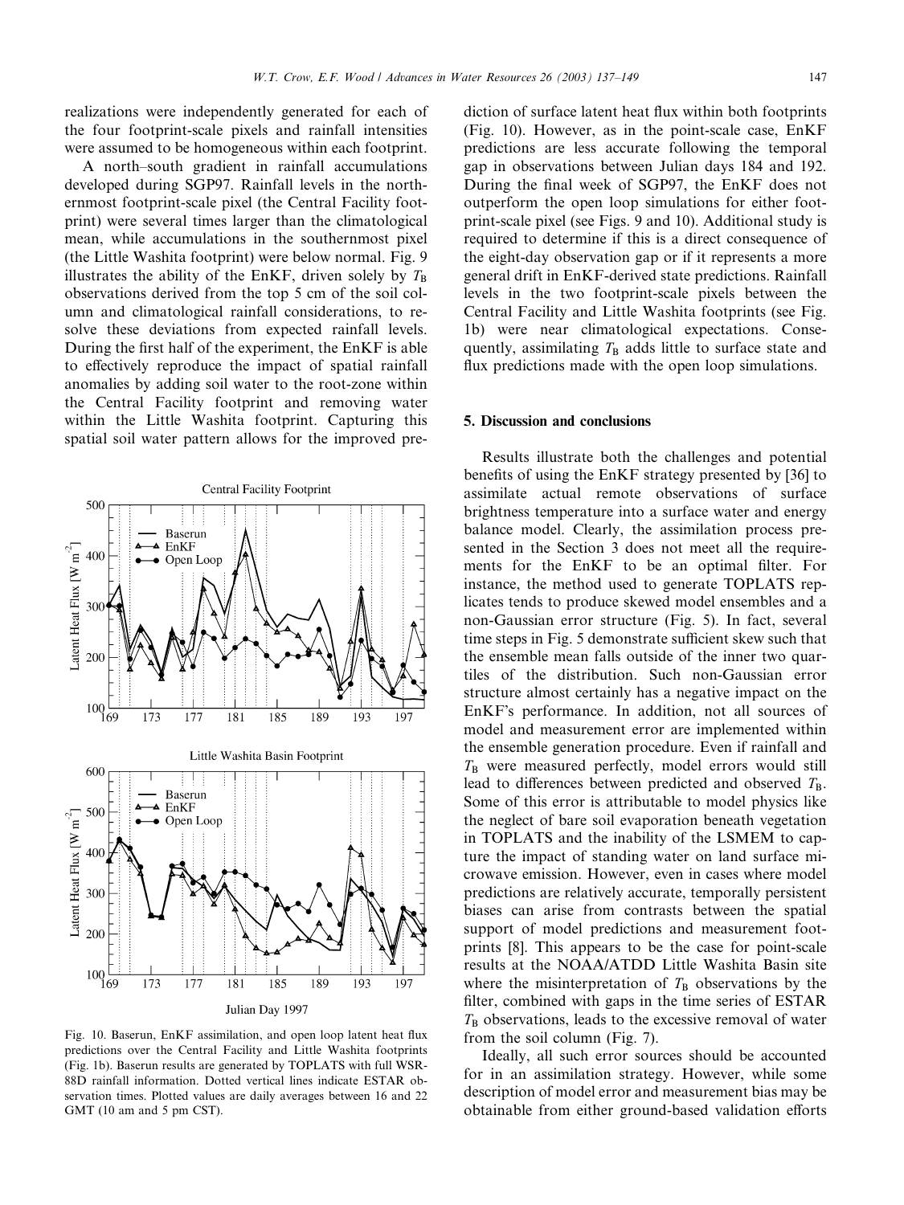realizations were independently generated for each of the four footprint-scale pixels and rainfall intensities were assumed to be homogeneous within each footprint.

A north–south gradient in rainfall accumulations developed during SGP97. Rainfall levels in the northernmost footprint-scale pixel (the Central Facility footprint) were several times larger than the climatological mean, while accumulations in the southernmost pixel (the Little Washita footprint) were below normal. Fig. 9 illustrates the ability of the EnKF, driven solely by $T_B$ observations derived from the top 5 cm of the soil column and climatological rainfall considerations, to resolve these deviations from expected rainfall levels. During the first half of the experiment, the EnKF is able to effectively reproduce the impact of spatial rainfall anomalies by adding soil water to the root-zone within the Central Facility footprint and removing water within the Little Washita footprint. Capturing this spatial soil water pattern allows for the improved prediction of surface latent heat flux within both footprints (Fig. 10). However, as in the point-scale case, EnKF predictions are less accurate following the temporal gap in observations between Julian days 184 and 192. During the final week of SGP97, the EnKF does not outperform the open loop simulations for either footprint-scale pixel (see Figs. 9 and 10). Additional study is required to determine if this is a direct consequence of the eight-day observation gap or if it represents a more general drift in EnKF-derived state predictions. Rainfall levels in the two footprint-scale pixels between the Central Facility and Little Washita footprints (see Fig. 1b) were near climatological expectations. Consequently, assimilating $T_B$ adds little to surface state and flux predictions made with the open loop simulations.

Fig. 10. Baserun, EnKF assimilation, and open loop latent heat flux predictions over the Central Facility and Little Washita footprints (Fig. 1b). Baserun results are generated by TOPLATS with full WSR-88D rainfall information. Dotted vertical lines indicate ESTAR observation times. Plotted values are daily averages between 16 and 22 GMT (10 am and 5 pm CST).

## 5. Discussion and conclusions

Results illustrate both the challenges and potential benefits of using the EnKF strategy presented by [36] to assimilate actual remote observations of surface brightness temperature into a surface water and energy balance model. Clearly, the assimilation process presented in the Section 3 does not meet all the requirements for the EnKF to be an optimal filter. For instance, the method used to generate TOPLATS replicates tends to produce skewed model ensembles and a non-Gaussian error structure (Fig. 5). In fact, several time steps in Fig. 5 demonstrate sufficient skew such that the ensemble mean falls outside of the inner two quartiles of the distribution. Such non-Gaussian error structure almost certainly has a negative impact on the EnKF's performance. In addition, not all sources of model and measurement error are implemented within the ensemble generation procedure. Even if rainfall and $T_B$ were measured perfectly, model errors would still lead to differences between predicted and observed $T_B$. Some of this error is attributable to model physics like the neglect of bare soil evaporation beneath vegetation in TOPLATS and the inability of the LSMEM to capture the impact of standing water on land surface microwave emission. However, even in cases where model predictions are relatively accurate, temporally persistent biases can arise from contrasts between the spatial support of model predictions and measurement footprints [8]. This appears to be the case for point-scale results at the NOAA/ATDD Little Washita Basin site where the misinterpretation of $T_B$ observations by the filter, combined with gaps in the time series of ESTAR $T_B$ observations, leads to the excessive removal of water from the soil column (Fig. 7).

Ideally, all such error sources should be accounted for in an assimilation strategy. However, while some description of model error and measurement bias may be obtainable from either ground-based validation efforts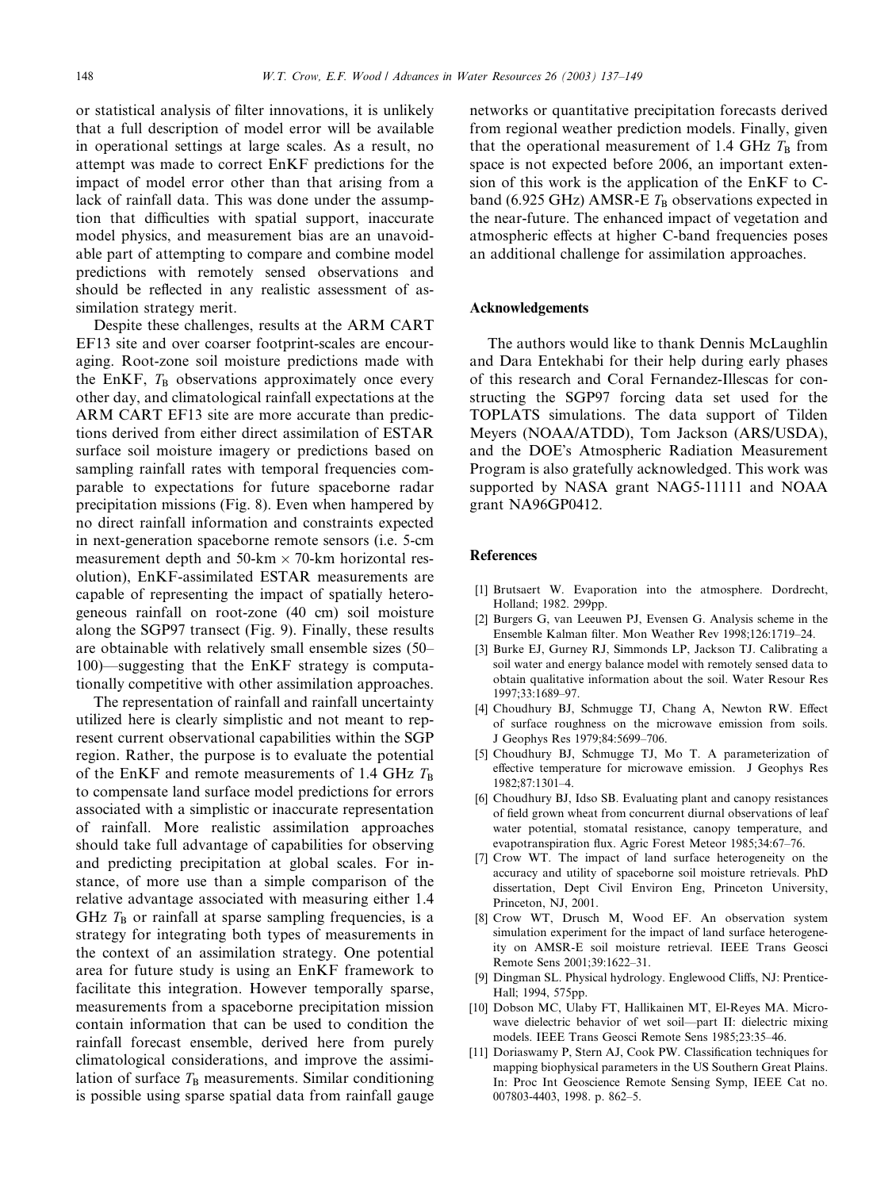or statistical analysis of filter innovations, it is unlikely that a full description of model error will be available in operational settings at large scales. As a result, no attempt was made to correct EnKF predictions for the impact of model error other than that arising from a lack of rainfall data. This was done under the assumption that difficulties with spatial support, inaccurate model physics, and measurement bias are an unavoidable part of attempting to compare and combine model predictions with remotely sensed observations and should be reflected in any realistic assessment of assimilation strategy merit.

Despite these challenges, results at the ARM CART EF13 site and over coarser footprint-scales are encouraging. Root-zone soil moisture predictions made with the EnKF, $T_B$ observations approximately once every other day, and climatological rainfall expectations at the ARM CART EF13 site are more accurate than predictions derived from either direct assimilation of ESTAR surface soil moisture imagery or predictions based on sampling rainfall rates with temporal frequencies comparable to expectations for future spaceborne radar precipitation missions (Fig. 8). Even when hampered by no direct rainfall information and constraints expected in next-generation spaceborne remote sensors (i.e. 5-cm measurement depth and 50-km $\times$ 70-km horizontal resolution), EnKF-assimilated ESTAR measurements are capable of representing the impact of spatially heterogeneous rainfall on root-zone (40 cm) soil moisture along the SGP97 transect (Fig. 9). Finally, these results are obtainable with relatively small ensemble sizes (50–100)—suggesting that the EnKF strategy is computationally competitive with other assimilation approaches.

The representation of rainfall and rainfall uncertainty utilized here is clearly simplistic and not meant to represent current observational capabilities within the SGP region. Rather, the purpose is to evaluate the potential of the EnKF and remote measurements of 1.4 GHz $T_B$ to compensate land surface model predictions for errors associated with a simplistic or inaccurate representation of rainfall. More realistic assimilation approaches should take full advantage of capabilities for observing and predicting precipitation at global scales. For instance, of more use than a simple comparison of the relative advantage associated with measuring either 1.4 GHz $T_B$ or rainfall at sparse sampling frequencies, is a strategy for integrating both types of measurements in the context of an assimilation strategy. One potential area for future study is using an EnKF framework to facilitate this integration. However temporally sparse, measurements from a spaceborne precipitation mission contain information that can be used to condition the rainfall forecast ensemble, derived here from purely climatological considerations, and improve the assimilation of surface $T_B$ measurements. Similar conditioning is possible using sparse spatial data from rainfall gauge networks or quantitative precipitation forecasts derived from regional weather prediction models. Finally, given that the operational measurement of 1.4 GHz $T_B$ from space is not expected before 2006, an important extension of this work is the application of the EnKF to C-band (6.925 GHz) AMSR-E $T_B$ observations expected in the near-future. The enhanced impact of vegetation and atmospheric effects at higher C-band frequencies poses an additional challenge for assimilation approaches.

## Acknowledgements

The authors would like to thank Dennis McLaughlin and Dara Entekhabi for their help during early phases of this research and Coral Fernandez-Illescas for constructing the SGP97 forcing data set used for the TOPLATS simulations. The data support of Tilden Meyers (NOAA/ATDD), Tom Jackson (ARS/USDA), and the DOE's Atmospheric Radiation Measurement Program is also gratefully acknowledged. This work was supported by NASA grant NAG5-11111 and NOAA grant NA96GP0412.

## References

[1] Brutsaert W. Evaporation into the atmosphere. Dordrecht, Holland; 1982. 299pp.

[2] Burgers G, van Leeuwen PJ, Evensen G. Analysis scheme in the Ensemble Kalman filter. Mon Weather Rev 1998;126:1719–24.

[3] Burke EJ, Gurney RJ, Simmonds LP, Jackson TJ. Calibrating a soil water and energy balance model with remotely sensed data to obtain qualitative information about the soil. Water Resour Res 1997;33:1689–97.

[4] Choudhury BJ, Schmugge TJ, Chang A, Newton RW. Effect of surface roughness on the microwave emission from soils. J Geophys Res 1979;84:5699–706.

[5] Choudhury BJ, Schmugge TJ, Mo T. A parameterization of effective temperature for microwave emission. J Geophys Res 1982;87:1301–4.

[6] Choudhury BJ, Idso SB. Evaluating plant and canopy resistances of field grown wheat from concurrent diurnal observations of leaf water potential, stomatal resistance, canopy temperature, and evapotranspiration flux. Agric Forest Meteor 1985;34:67–76.

[7] Crow WT. The impact of land surface heterogeneity on the accuracy and utility of spaceborne soil moisture retrievals. PhD dissertation, Dept Civil Environ Eng, Princeton University, Princeton, NJ, 2001.

[8] Crow WT, Drusch M, Wood EF. An observation system simulation experiment for the impact of land surface heterogeneity on AMSR-E soil moisture retrieval. IEEE Trans Geosci Remote Sens 2001;39:1622–31.

[9] Dingman SL. Physical hydrology. Englewood Cliffs, NJ: Prentice-Hall; 1994, 575pp.

[10] Dobson MC, Ulaby FT, Hallikainen MT, El-Reyes MA. Microwave dielectric behavior of wet soil—part II: dielectric mixing models. IEEE Trans Geosci Remote Sens 1985;23:35–46.

[11] Doriaswamy P, Stern AJ, Cook PW. Classification techniques for mapping biophysical parameters in the US Southern Great Plains. In: Proc Int Geoscience Remote Sensing Symp, IEEE Cat no. 007803-4403, 1998. p. 862–5.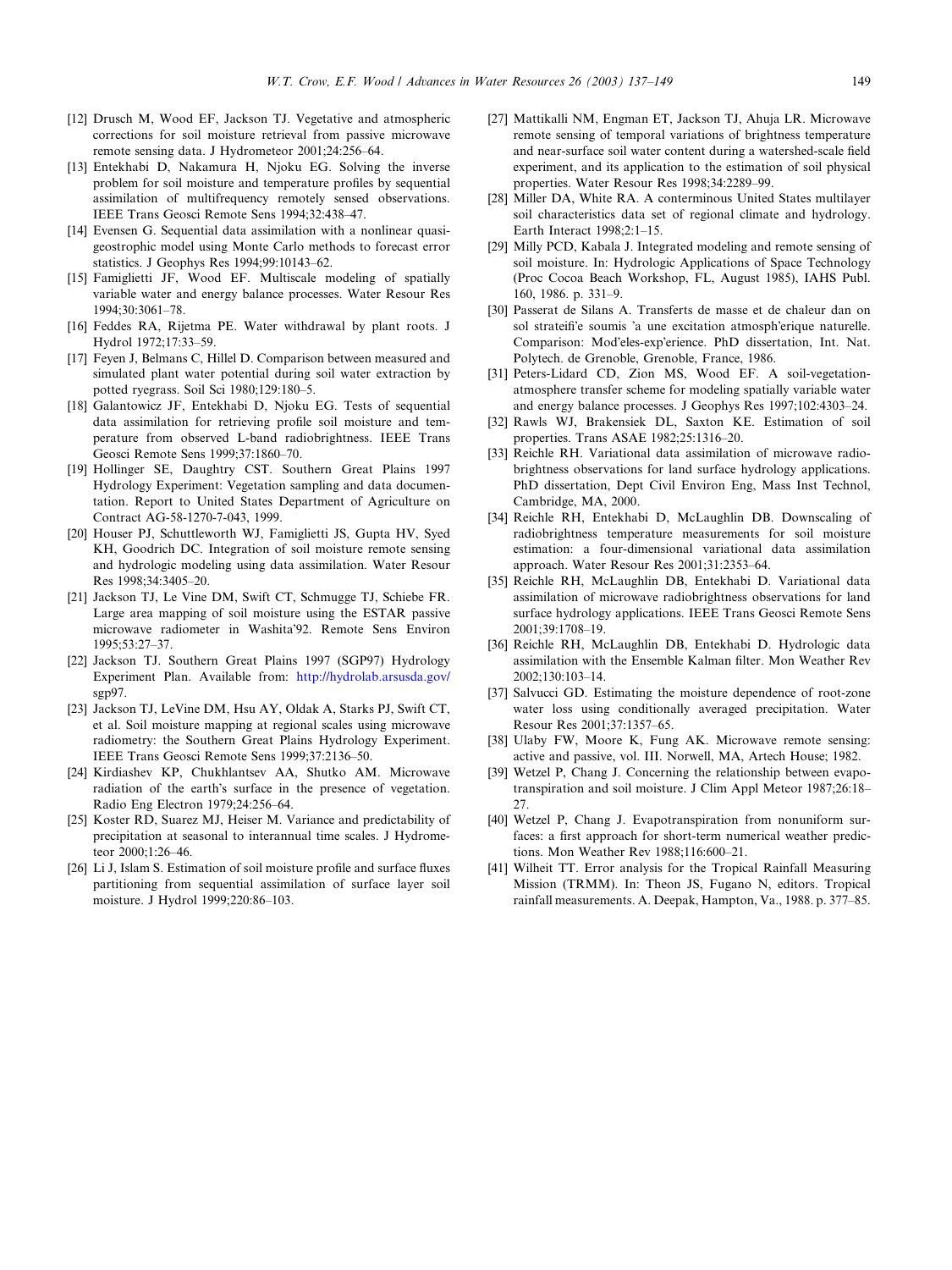[12] Drusch M, Wood EF, Jackson TJ. Vegetative and atmospheric corrections for soil moisture retrieval from passive microwave remote sensing data. J Hydrometeor 2001;24:256–64.

[13] Entekhabi D, Nakamura H, Njoku EG. Solving the inverse problem for soil moisture and temperature profiles by sequential assimilation of multifrequency remotely sensed observations. IEEE Trans Geosci Remote Sens 1994;32:438–47.

[14] Evensen G. Sequential data assimilation with a nonlinear quasi-geostrophic model using Monte Carlo methods to forecast error statistics. J Geophys Res 1994;99:10143–62.

[15] Famiglietti JF, Wood EF. Multiscale modeling of spatially variable water and energy balance processes. Water Resour Res 1994;30:3061–78.

[16] Feddes RA, Rijetma PE. Water withdrawal by plant roots. J Hydrol 1972;17:33–59.

[17] Feyen J, Belmans C, Hillel D. Comparison between measured and simulated plant water potential during soil water extraction by potted ryegrass. Soil Sci 1980;129:180–5.

[18] Galantowicz JF, Entekhabi D, Njoku EG. Tests of sequential data assimilation for retrieving profile soil moisture and temperature from observed L-band radiobrightness. IEEE Trans Geosci Remote Sens 1999;37:1860–70.

[19] Hollinger SE, Daughtry CST. Southern Great Plains 1997 Hydrology Experiment: Vegetation sampling and data documentation. Report to United States Department of Agriculture on Contract AG-58-1270-7-043, 1999.

[20] Houser PJ, Schuttleworth WJ, Famiglietti JS, Gupta HV, Syed KH, Goodrich DC. Integration of soil moisture remote sensing and hydrologic modeling using data assimilation. Water Resour Res 1998;34:3405–20.

[21] Jackson TJ, Le Vine DM, Swift CT, Schmugge TJ, Schiebe FR. Large area mapping of soil moisture using the ESTAR passive microwave radiometer in Washita'92. Remote Sens Environ 1995;53:27–37.

[22] Jackson TJ. Southern Great Plains 1997 (SGP97) Hydrology Experiment Plan. Available from: http://hydrolab.arsusda.gov/sgp97.

[23] Jackson TJ, LeVine DM, Hsu AY, Oldak A, Starks PJ, Swift CT, et al. Soil moisture mapping at regional scales using microwave radiometry: the Southern Great Plains Hydrology Experiment. IEEE Trans Geosci Remote Sens 1999;37:2136–50.

[24] Kirdiashev KP, Chukhlantsev AA, Shutko AM. Microwave radiation of the earth's surface in the presence of vegetation. Radio Eng Electron 1979;24:256–64.

[25] Koster RD, Suarez MJ, Heiser M. Variance and predictability of precipitation at seasonal to interannual time scales. J Hydrometeor 2000;1:26–46.

[26] Li J, Islam S. Estimation of soil moisture profile and surface fluxes partitioning from sequential assimilation of surface layer soil moisture. J Hydrol 1999;220:86–103.

[27] Mattikalli NM, Engman ET, Jackson TJ, Ahuja LR. Microwave remote sensing of temporal variations of brightness temperature and near-surface soil water content during a watershed-scale field experiment, and its application to the estimation of soil physical properties. Water Resour Res 1998;34:2289–99.

[28] Miller DA, White RA. A conterminous United States multilayer soil characteristics data set of regional climate and hydrology. Earth Interact 1998;2:1–15.

[29] Milly PCD, Kabala J. Integrated modeling and remote sensing of soil moisture. In: Hydrologic Applications of Space Technology (Proc Cocoa Beach Workshop, FL, August 1985), IAHS Publ. 160, 1986. p. 331–9.

[30] Passerat de Silans A. Transferts de masse et de chaleur dan on sol strateifi'e soumis 'a une excitation atmosph'erique naturelle. Comparison: Mod'eles-exp'erience. PhD dissertation, Int. Nat. Polytech. de Grenoble, Grenoble, France, 1986.

[31] Peters-Lidard CD, Zion MS, Wood EF. A soil-vegetation-atmosphere transfer scheme for modeling spatially variable water and energy balance processes. J Geophys Res 1997;102:4303–24.

[32] Rawls WJ, Brakensiek DL, Saxton KE. Estimation of soil properties. Trans ASAE 1982;25:1316–20.

[33] Reichle RH. Variational data assimilation of microwave radiobrightness observations for land surface hydrology applications. PhD dissertation, Dept Civil Environ Eng, Mass Inst Technol, Cambridge, MA, 2000.

[34] Reichle RH, Entekhabi D, McLaughlin DB. Downscaling of radiobrightness temperature measurements for soil moisture estimation: a four-dimensional variational data assimilation approach. Water Resour Res 2001;31:2353–64.

[35] Reichle RH, McLaughlin DB, Entekhabi D. Variational data assimilation of microwave radiobrightness observations for land surface hydrology applications. IEEE Trans Geosci Remote Sens 2001;39:1708–19.

[36] Reichle RH, McLaughlin DB, Entekhabi D. Hydrologic data assimilation with the Ensemble Kalman filter. Mon Weather Rev 2002;130:103–14.

[37] Salvucci GD. Estimating the moisture dependence of root-zone water loss using conditionally averaged precipitation. Water Resour Res 2001;37:1357–65.

[38] Ulaby FW, Moore K, Fung AK. Microwave remote sensing: active and passive, vol. III. Norwell, MA, Artech House; 1982.

[39] Wetzel P, Chang J. Concerning the relationship between evapotranspiration and soil moisture. J Clim Appl Meteor 1987;26:18–27.

[40] Wetzel P, Chang J. Evapotranspiration from nonuniform surfaces: a first approach for short-term numerical weather predictions. Mon Weather Rev 1988;116:600–21.

[41] Wilheit TT. Error analysis for the Tropical Rainfall Measuring Mission (TRMM). In: Theon JS, Fugano N, editors. Tropical rainfall measurements. A. Deepak, Hampton, Va., 1988. p. 377–85.